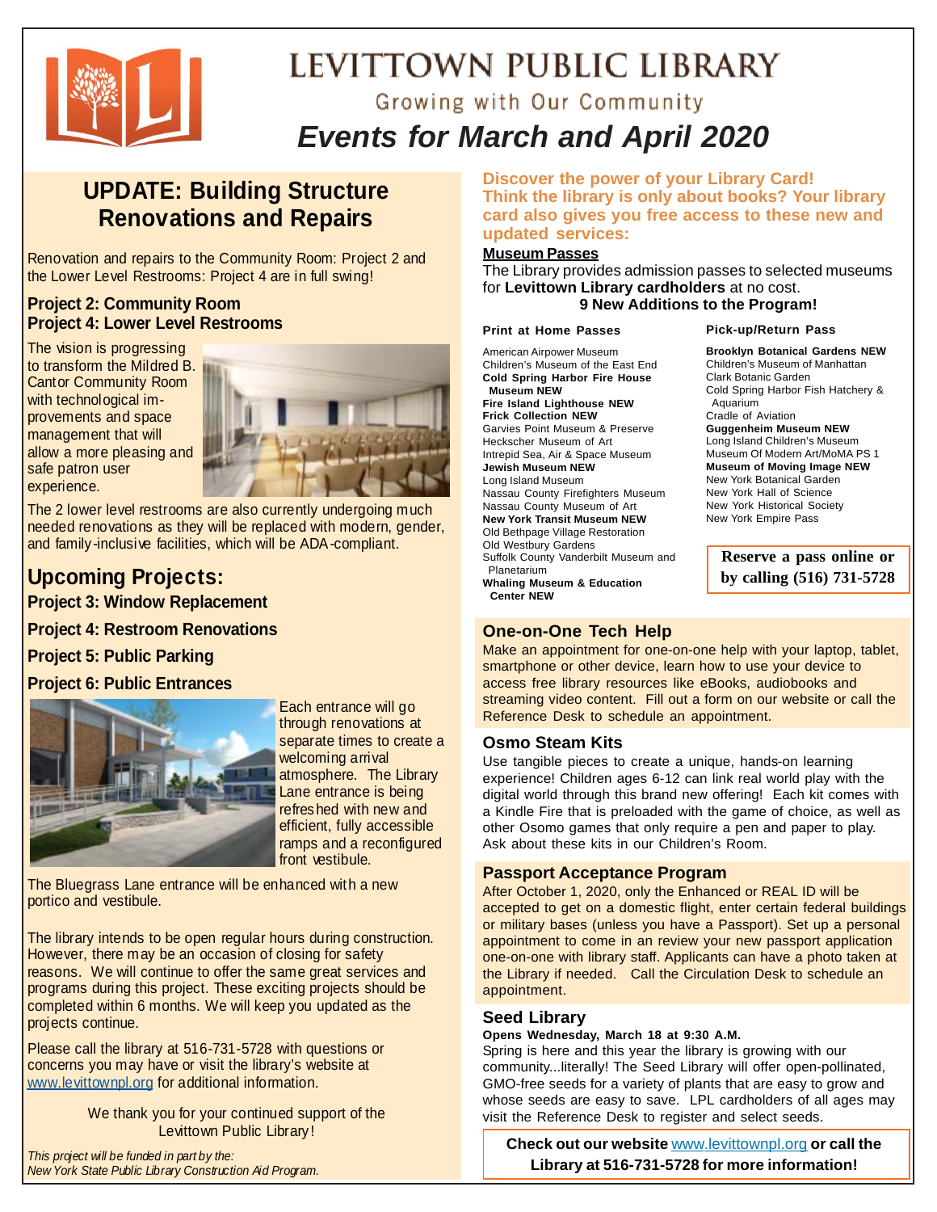# LEVITTOWN PUBLIC LIBRARY

Growing with Our Community

## *Events for March and April 2020*

## UPDATE: Building Structure Renovations and Repairs

Renovation and repairs to the Community Room: Project 2 and the Lower Level Restrooms: Project 4 are in full swing!

### Project 2: Community Room
### Project 4: Lower Level Restrooms

The vision is progressing to transform the Mildred B. Cantor Community Room with technological improvements and space management that will allow a more pleasing and safe patron user experience.

The 2 lower level restrooms are also currently undergoing much needed renovations as they will be replaced with modern, gender, and family-inclusive facilities, which will be ADA-compliant.

## Upcoming Projects:

**Project 3: Window Replacement**

**Project 4: Restroom Renovations**

**Project 5: Public Parking**

**Project 6: Public Entrances**

Each entrance will go through renovations at separate times to create a welcoming arrival atmosphere. The Library Lane entrance is being refreshed with new and efficient, fully accessible ramps and a reconfigured front vestibule.

The Bluegrass Lane entrance will be enhanced with a new portico and vestibule.

The library intends to be open regular hours during construction. However, there may be an occasion of closing for safety reasons. We will continue to offer the same great services and programs during this project. These exciting projects should be completed within 6 months. We will keep you updated as the projects continue.

Please call the library at 516-731-5728 with questions or concerns you may have or visit the library's website at www.levittownpl.org for additional information.

We thank you for your continued support of the Levittown Public Library!

*This project will be funded in part by the: New York State Public Library Construction Aid Program.*

**Discover the power of your Library Card! Think the library is only about books? Your library card also gives you free access to these new and updated services:**

### Museum Passes

The Library provides admission passes to selected museums for **Levittown Library cardholders** at no cost.

**9 New Additions to the Program!**

**Print at Home Passes**

- American Airpower Museum
- Children's Museum of the East End
- **Cold Spring Harbor Fire House Museum NEW**
- **Fire Island Lighthouse NEW**
- **Frick Collection NEW**
- Garvies Point Museum & Preserve
- Heckscher Museum of Art
- Intrepid Sea, Air & Space Museum
- **Jewish Museum NEW**
- Long Island Museum
- Nassau County Firefighters Museum
- Nassau County Museum of Art
- **New York Transit Museum NEW**
- Old Bethpage Village Restoration
- Old Westbury Gardens
- Suffolk County Vanderbilt Museum and Planetarium
- **Whaling Museum & Education Center NEW**

**Pick-up/Return Pass**

- **Brooklyn Botanical Gardens NEW**
- Children's Museum of Manhattan
- Clark Botanic Garden
- Cold Spring Harbor Fish Hatchery & Aquarium
- Cradle of Aviation
- **Guggenheim Museum NEW**
- Long Island Children's Museum
- Museum Of Modern Art/MoMA PS 1
- **Museum of Moving Image NEW**
- New York Botanical Garden
- New York Hall of Science
- New York Historical Society
- New York Empire Pass

**Reserve a pass online or by calling (516) 731-5728**

### One-on-One Tech Help

Make an appointment for one-on-one help with your laptop, tablet, smartphone or other device, learn how to use your device to access free library resources like eBooks, audiobooks and streaming video content. Fill out a form on our website or call the Reference Desk to schedule an appointment.

### Osmo Steam Kits

Use tangible pieces to create a unique, hands-on learning experience! Children ages 6-12 can link real world play with the digital world through this brand new offering! Each kit comes with a Kindle Fire that is preloaded with the game of choice, as well as other Osomo games that only require a pen and paper to play. Ask about these kits in our Children's Room.

### Passport Acceptance Program

After October 1, 2020, only the Enhanced or REAL ID will be accepted to get on a domestic flight, enter certain federal buildings or military bases (unless you have a Passport). Set up a personal appointment to come in an review your new passport application one-on-one with library staff. Applicants can have a photo taken at the Library if needed. Call the Circulation Desk to schedule an appointment.

### Seed Library

**Opens Wednesday, March 18 at 9:30 A.M.**

Spring is here and this year the library is growing with our community...literally! The Seed Library will offer open-pollinated, GMO-free seeds for a variety of plants that are easy to grow and whose seeds are easy to save. LPL cardholders of all ages may visit the Reference Desk to register and select seeds.

**Check out our website** www.levittownpl.org **or call the Library at 516-731-5728 for more information!**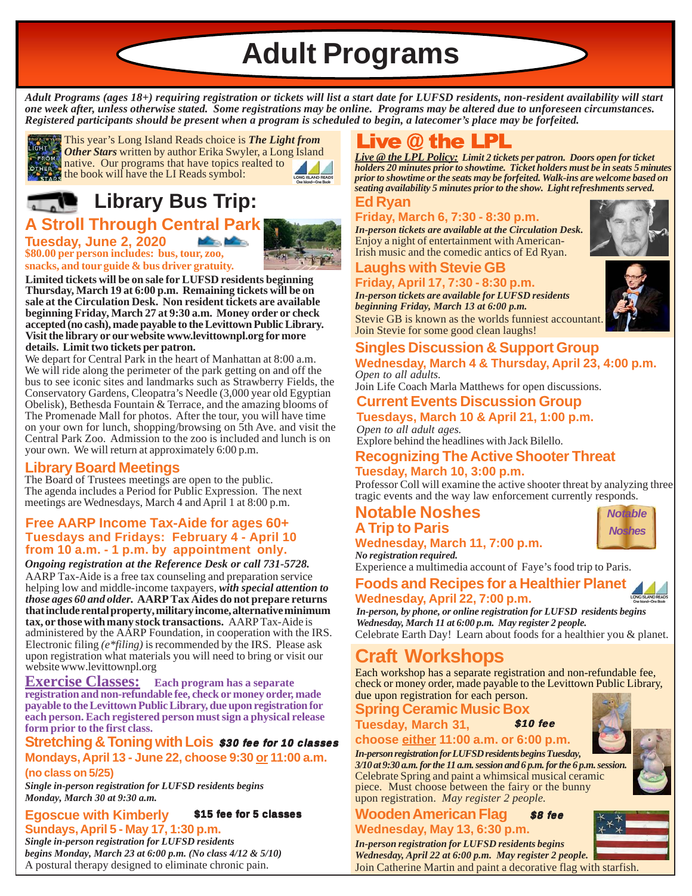# Adult Programs

*Adult Programs (ages 18+) requiring registration or tickets will list a start date for LUFSD residents, non-resident availability will start one week after, unless otherwise stated. Some registrations may be online. Programs may be altered due to unforeseen circumstances. Registered participants should be present when a program is scheduled to begin, a latecomer's place may be forfeited.*

This year's Long Island Reads choice is ***The Light from Other Stars*** written by author Erika Swyler, a Long Island native. Our programs that have topics realted to the book will have the LI Reads symbol:

## Library Bus Trip:

### A Stroll Through Central Park

**Tuesday, June 2, 2020**

**$80.00 per person includes: bus, tour, zoo, snacks, and tour guide & bus driver gratuity.**

**Limited tickets will be on sale for LUFSD residents beginning Thursday, March 19 at 6:00 p.m. Remaining tickets will be on sale at the Circulation Desk. Non resident tickets are available beginning Friday, March 27 at 9:30 a.m. Money order or check accepted (no cash), made payable to the Levittown Public Library. Visit the library or our website www.levittownpl.org for more details. Limit two tickets per patron.**

We depart for Central Park in the heart of Manhattan at 8:00 a.m. We will ride along the perimeter of the park getting on and off the bus to see iconic sites and landmarks such as Strawberry Fields, the Conservatory Gardens, Cleopatra's Needle (3,000 year old Egyptian Obelisk), Bethesda Fountain & Terrace, and the amazing blooms of The Promenade Mall for photos. After the tour, you will have time on your own for lunch, shopping/browsing on 5th Ave. and visit the Central Park Zoo. Admission to the zoo is included and lunch is on your own. We will return at approximately 6:00 p.m.

### Library Board Meetings

The Board of Trustees meetings are open to the public. The agenda includes a Period for Public Expression. The next meetings are Wednesdays, March 4 and April 1 at 8:00 p.m.

### Free AARP Income Tax-Aide for ages 60+

**Tuesdays and Fridays: February 4 - April 10 from 10 a.m. - 1 p.m. by appointment only.**

***Ongoing registration at the Reference Desk or call 731-5728.***

AARP Tax-Aide is a free tax counseling and preparation service helping low and middle-income taxpayers, ***with special attention to those ages 60 and older.*** **AARP Tax Aides do not prepare returns that include rental property, military income, alternative minimum tax, or those with many stock transactions.** AARP Tax-Aide is administered by the AARP Foundation, in cooperation with the IRS. Electronic filing *(e\*filing)* is recommended by the IRS. Please ask upon registration what materials you will need to bring or visit our website www.levittownpl.org

### Exercise Classes:

**Each program has a separate registration and non-refundable fee, check or money order, made payable to the Levittown Public Library, due upon registration for each person. Each registered person must sign a physical release form prior to the first class.**

#### Stretching & Toning with Lois — *$30 fee for 10 classes*

**Mondays, April 13 - June 22, choose 9:30 or 11:00 a.m.**

**(no class on 5/25)**

***Single in-person registration for LUFSD residents begins Monday, March 30 at 9:30 a.m.***

#### Egoscue with Kimberly — $15 fee for 5 classes

**Sundays, April 5 - May 17, 1:30 p.m.**

***Single in-person registration for LUFSD residents begins Monday, March 23 at 6:00 p.m. (No class 4/12 & 5/10)***

A postural therapy designed to eliminate chronic pain.

## Live @ the LPL

***Live @ the LPL Policy:* Limit 2 tickets per patron. Doors open for ticket holders 20 minutes prior to showtime. Ticket holders must be in seats 5 minutes prior to showtime or the seats may be forfeited. Walk-ins are welcome based on seating availability 5 minutes prior to the show. Light refreshments served.**

### Ed Ryan

**Friday, March 6, 7:30 - 8:30 p.m.**

***In-person tickets are available at the Circulation Desk.***

Enjoy a night of entertainment with American-Irish music and the comedic antics of Ed Ryan.

### Laughs with Stevie GB

**Friday, April 17, 7:30 - 8:30 p.m.**

***In-person tickets are available for LUFSD residents beginning Friday, March 13 at 6:00 p.m.***

Stevie GB is known as the worlds funniest accountant. Join Stevie for some good clean laughs!

### Singles Discussion & Support Group

**Wednesday, March 4 & Thursday, April 23, 4:00 p.m.**

*Open to all adults.*

Join Life Coach Marla Matthews for open discussions.

### Current Events Discussion Group

**Tuesdays, March 10 & April 21, 1:00 p.m.**

*Open to all adult ages.*

Explore behind the headlines with Jack Bilello.

### Recognizing The Active Shooter Threat

**Tuesday, March 10, 3:00 p.m.**

Professor Coll will examine the active shooter threat by analyzing three tragic events and the way law enforcement currently responds.

### Notable Noshes

#### A Trip to Paris

**Wednesday, March 11, 7:00 p.m.**

***No registration required.***

Experience a multimedia account of Faye's food trip to Paris.

### Foods and Recipes for a Healthier Planet

**Wednesday, April 22, 7:00 p.m.**

***In-person, by phone, or online registration for LUFSD residents begins Wednesday, March 11 at 6:00 p.m. May register 2 people.***

Celebrate Earth Day! Learn about foods for a healthier you & planet.

## Craft Workshops

Each workshop has a separate registration and non-refundable fee, check or money order, made payable to the Levittown Public Library, due upon registration for each person.

### Spring Ceramic Music Box

**Tuesday, March 31,** — ***$10 fee***

**choose either 11:00 a.m. or 6:00 p.m.**

***In-person registration for LUFSD residents begins Tuesday, 3/10 at 9:30 a.m. for the 11 a.m. session and 6 p.m. for the 6 p.m. session.***

Celebrate Spring and paint a whimsical musical ceramic piece. Must choose between the fairy or the bunny upon registration. *May register 2 people.*

### Wooden American Flag — *$8 fee*

**Wednesday, May 13, 6:30 p.m.**

***In-person registration for LUFSD residents begins Wednesday, April 22 at 6:00 p.m. May register 2 people.***

Join Catherine Martin and paint a decorative flag with starfish.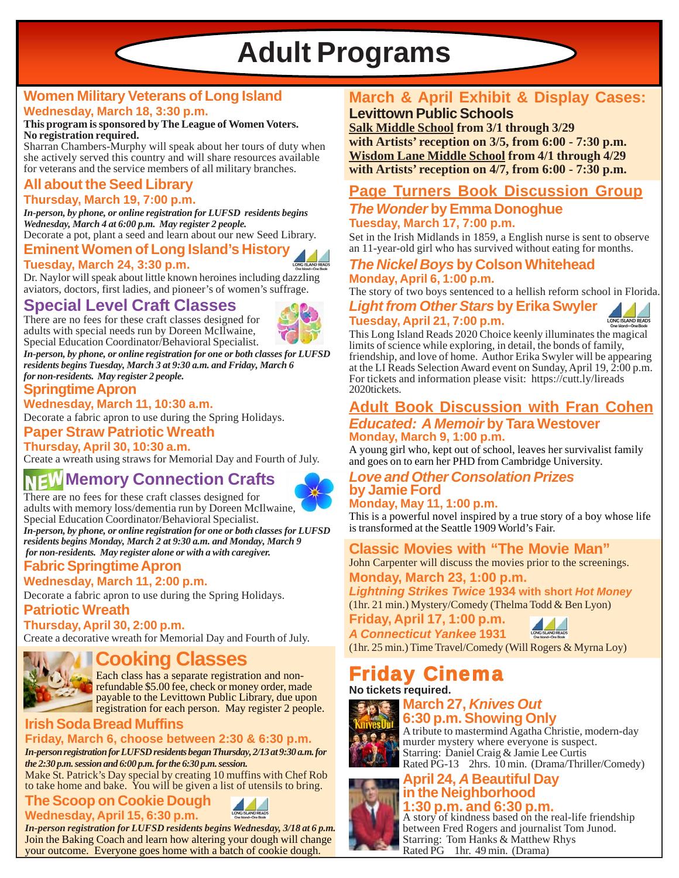# Adult Programs

## Women Military Veterans of Long Island

**Wednesday, March 18, 3:30 p.m.**

**This program is sponsored by The League of Women Voters.**
**No registration required.**

Sharran Chambers-Murphy will speak about her tours of duty when she actively served this country and will share resources available for veterans and the service members of all military branches.

## All about the Seed Library

**Thursday, March 19, 7:00 p.m.**

***In-person, by phone, or online registration for LUFSD residents begins Wednesday, March 4 at 6:00 p.m. May register 2 people.***

Decorate a pot, plant a seed and learn about our new Seed Library.

## Eminent Women of Long Island's History

**Tuesday, March 24, 3:30 p.m.**

Dr. Naylor will speak about little known heroines including dazzling aviators, doctors, first ladies, and pioneer's of women's suffrage.

## Special Level Craft Classes

There are no fees for these craft classes designed for adults with special needs run by Doreen McIlwaine, Special Education Coordinator/Behavioral Specialist.

***In-person, by phone, or online registration for one or both classes for LUFSD residents begins Tuesday, March 3 at 9:30 a.m. and Friday, March 6 for non-residents. May register 2 people.***

### Springtime Apron

**Wednesday, March 11, 10:30 a.m.**

Decorate a fabric apron to use during the Spring Holidays.

### Paper Straw Patriotic Wreath

**Thursday, April 30, 10:30 a.m.**

Create a wreath using straws for Memorial Day and Fourth of July.

## NEW Memory Connection Crafts

There are no fees for these craft classes designed for adults with memory loss/dementia run by Doreen McIlwaine, Special Education Coordinator/Behavioral Specialist.

***In-person, by phone, or online registration for one or both classes for LUFSD residents begins Monday, March 2 at 9:30 a.m. and Monday, March 9 for non-residents. May register alone or with a with caregiver.***

### Fabric Springtime Apron

**Wednesday, March 11, 2:00 p.m.**

Decorate a fabric apron to use during the Spring Holidays.

### Patriotic Wreath

**Thursday, April 30, 2:00 p.m.**

Create a decorative wreath for Memorial Day and Fourth of July.

## Cooking Classes

Each class has a separate registration and non-refundable $5.00 fee, check or money order, made payable to the Levittown Public Library, due upon registration for each person. May register 2 people.

### Irish Soda Bread Muffins

**Friday, March 6, choose between 2:30 & 6:30 p.m.**

***In-person registration for LUFSD residents began Thursday, 2/13 at 9:30 a.m. for the 2:30 p.m. session and 6:00 p.m. for the 6:30 p.m. session.***

Make St. Patrick's Day special by creating 10 muffins with Chef Rob to take home and bake. You will be given a list of utensils to bring.

### The Scoop on Cookie Dough

**Wednesday, April 15, 6:30 p.m.**

***In-person registration for LUFSD residents begins Wednesday, 3/18 at 6 p.m.***

Join the Baking Coach and learn how altering your dough will change your outcome. Everyone goes home with a batch of cookie dough.

## March & April Exhibit & Display Cases:

### Levittown Public Schools

**Salk Middle School from 3/1 through 3/29**
**with Artists' reception on 3/5, from 6:00 - 7:30 p.m.**
**Wisdom Lane Middle School from 4/1 through 4/29**
**with Artists' reception on 4/7, from 6:00 - 7:30 p.m.**

## Page Turners Book Discussion Group

### *The Wonder* by Emma Donoghue

**Tuesday, March 17, 7:00 p.m.**

Set in the Irish Midlands in 1859, a English nurse is sent to observe an 11-year-old girl who has survived without eating for months.

### *The Nickel Boys* by Colson Whitehead

**Monday, April 6, 1:00 p.m.**

The story of two boys sentenced to a hellish reform school in Florida.

### *Light from Other Stars* by Erika Swyler

**Tuesday, April 21, 7:00 p.m.**

This Long Island Reads 2020 Choice keenly illuminates the magical limits of science while exploring, in detail, the bonds of family, friendship, and love of home. Author Erika Swyler will be appearing at the LI Reads Selection Award event on Sunday, April 19, 2:00 p.m. For tickets and information please visit: https://cutt.ly/lireads 2020tickets.

## Adult Book Discussion with Fran Cohen

### *Educated: A Memoir* by Tara Westover

**Monday, March 9, 1:00 p.m.**

A young girl who, kept out of school, leaves her survivalist family and goes on to earn her PHD from Cambridge University.

### *Love and Other Consolation Prizes* by Jamie Ford

**Monday, May 11, 1:00 p.m.**

This is a powerful novel inspired by a true story of a boy whose life is transformed at the Seattle 1909 World's Fair.

## Classic Movies with "The Movie Man"

John Carpenter will discuss the movies prior to the screenings.

**Monday, March 23, 1:00 p.m.**

***Lightning Strikes Twice* 1934 with short *Hot Money***

(1hr. 21 min.) Mystery/Comedy (Thelma Todd & Ben Lyon)

**Friday, April 17, 1:00 p.m.**

***A Connecticut Yankee* 1931**

(1hr. 25 min.) Time Travel/Comedy (Will Rogers & Myrna Loy)

## Friday Cinema

**No tickets required.**

### March 27, *Knives Out*
### 6:30 p.m. Showing Only

A tribute to mastermind Agatha Christie, modern-day murder mystery where everyone is suspect.
Starring: Daniel Craig & Jamie Lee Curtis
Rated PG-13 2hrs. 10 min. (Drama/Thriller/Comedy)

### April 24, *A Beautiful Day in the Neighborhood*
### 1:30 p.m. and 6:30 p.m.

A story of kindness based on the real-life friendship between Fred Rogers and journalist Tom Junod.
Starring: Tom Hanks & Matthew Rhys
Rated PG 1hr. 49 min. (Drama)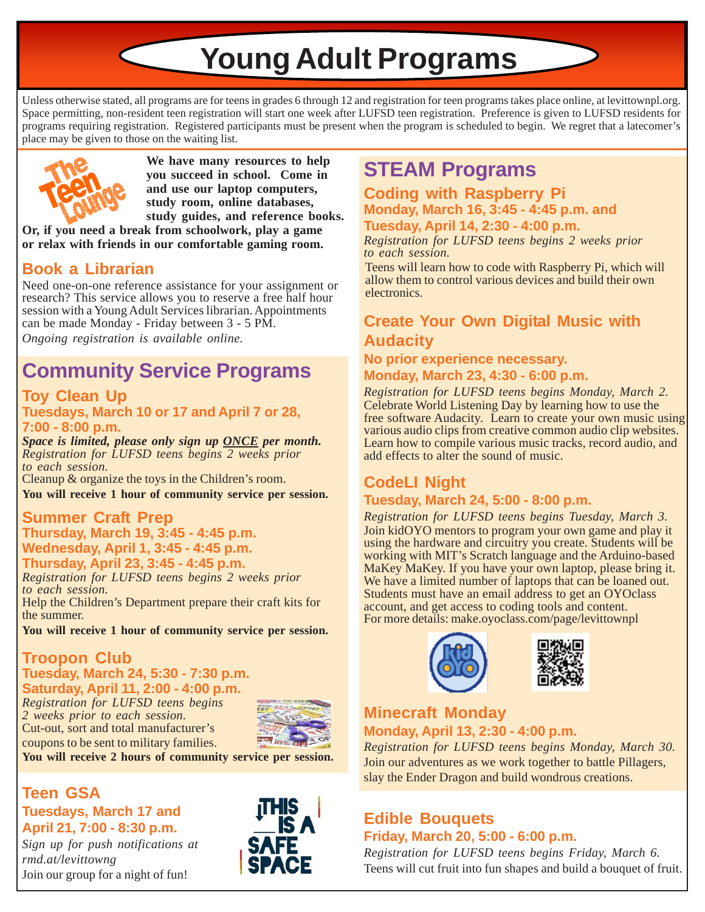# Young Adult Programs

Unless otherwise stated, all programs are for teens in grades 6 through 12 and registration for teen programs takes place online, at levittownpl.org. Space permitting, non-resident teen registration will start one week after LUFSD teen registration. Preference is given to LUFSD residents for programs requiring registration. Registered participants must be present when the program is scheduled to begin. We regret that a latecomer's place may be given to those on the waiting list.

**We have many resources to help you succeed in school. Come in and use our laptop computers, study room, online databases, study guides, and reference books. Or, if you need a break from schoolwork, play a game or relax with friends in our comfortable gaming room.**

## Book a Librarian

Need one-on-one reference assistance for your assignment or research? This service allows you to reserve a free half hour session with a Young Adult Services librarian. Appointments can be made Monday - Friday between 3 - 5 PM.

*Ongoing registration is available online.*

## Community Service Programs

### Toy Clean Up

**Tuesdays, March 10 or 17 and April 7 or 28, 7:00 - 8:00 p.m.**

***Space is limited, please only sign up ONCE per month.***

*Registration for LUFSD teens begins 2 weeks prior to each session.*

Cleanup & organize the toys in the Children's room.

**You will receive 1 hour of community service per session.**

### Summer Craft Prep

**Thursday, March 19, 3:45 - 4:45 p.m.**
**Wednesday, April 1, 3:45 - 4:45 p.m.**
**Thursday, April 23, 3:45 - 4:45 p.m.**

*Registration for LUFSD teens begins 2 weeks prior to each session.*

Help the Children's Department prepare their craft kits for the summer.

**You will receive 1 hour of community service per session.**

### Troopon Club

**Tuesday, March 24, 5:30 - 7:30 p.m.**
**Saturday, April 11, 2:00 - 4:00 p.m.**

*Registration for LUFSD teens begins 2 weeks prior to each session.*

Cut-out, sort and total manufacturer's coupons to be sent to military families.

**You will receive 2 hours of community service per session.**

### Teen GSA

**Tuesdays, March 17 and April 21, 7:00 - 8:30 p.m.**

*Sign up for push notifications at rmd.at/levittowng*

Join our group for a night of fun!

## STEAM Programs

### Coding with Raspberry Pi

**Monday, March 16, 3:45 - 4:45 p.m. and Tuesday, April 14, 2:30 - 4:00 p.m.**

*Registration for LUFSD teens begins 2 weeks prior to each session.*

Teens will learn how to code with Raspberry Pi, which will allow them to control various devices and build their own electronics.

### Create Your Own Digital Music with Audacity

**No prior experience necessary.**
**Monday, March 23, 4:30 - 6:00 p.m.**

*Registration for LUFSD teens begins Monday, March 2.*

Celebrate World Listening Day by learning how to use the free software Audacity. Learn to create your own music using various audio clips from creative common audio clip websites. Learn how to compile various music tracks, record audio, and add effects to alter the sound of music.

### CodeLI Night

**Tuesday, March 24, 5:00 - 8:00 p.m.**

*Registration for LUFSD teens begins Tuesday, March 3.*

Join kidOYO mentors to program your own game and play it using the hardware and circuitry you create. Students will be working with MIT's Scratch language and the Arduino-based MaKey MaKey. If you have your own laptop, please bring it. We have a limited number of laptops that can be loaned out. Students must have an email address to get an OYOclass account, and get access to coding tools and content.
For more details: make.oyoclass.com/page/levittownpl

### Minecraft Monday

**Monday, April 13, 2:30 - 4:00 p.m.**

*Registration for LUFSD teens begins Monday, March 30.*

Join our adventures as we work together to battle Pillagers, slay the Ender Dragon and build wondrous creations.

### Edible Bouquets

**Friday, March 20, 5:00 - 6:00 p.m.**

*Registration for LUFSD teens begins Friday, March 6.*

Teens will cut fruit into fun shapes and build a bouquet of fruit.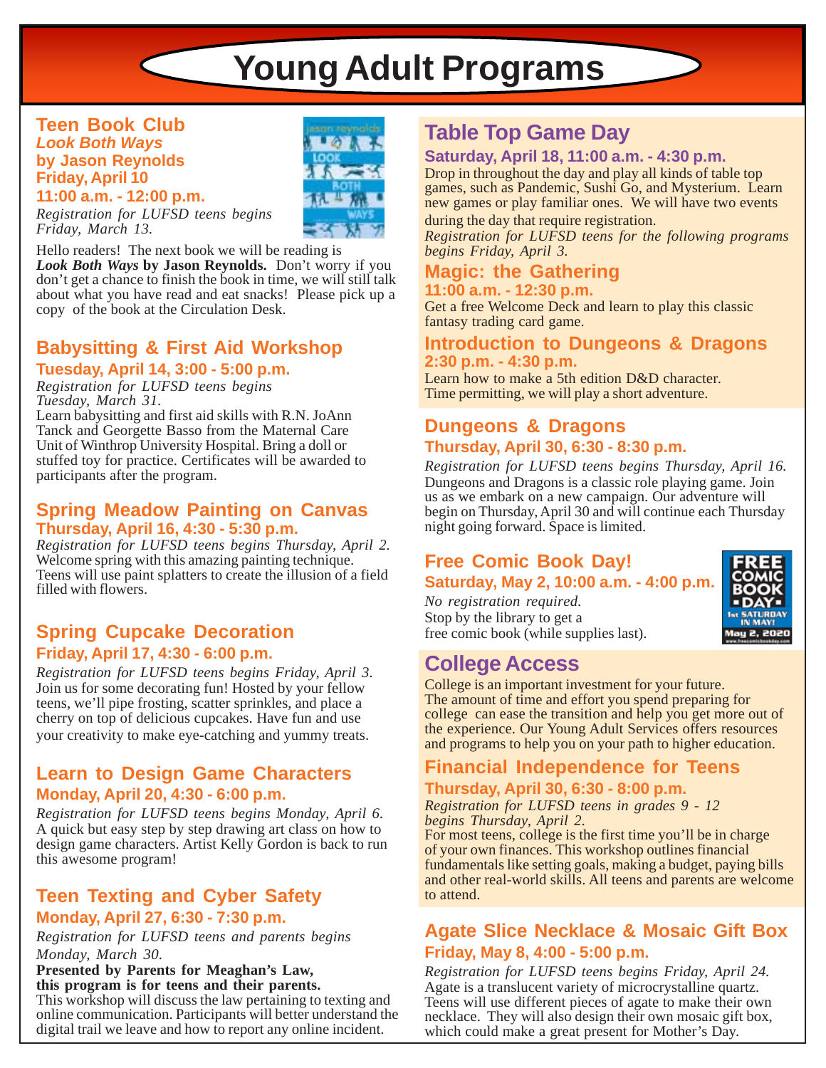# Young Adult Programs

## Teen Book Club

***Look Both Ways***
**by Jason Reynolds**
**Friday, April 10**
**11:00 a.m. - 12:00 p.m.**

*Registration for LUFSD teens begins Friday, March 13.*

Hello readers! The next book we will be reading is ***Look Both Ways*** **by Jason Reynolds.** Don't worry if you don't get a chance to finish the book in time, we will still talk about what you have read and eat snacks! Please pick up a copy of the book at the Circulation Desk.

## Babysitting & First Aid Workshop

**Tuesday, April 14, 3:00 - 5:00 p.m.**

*Registration for LUFSD teens begins Tuesday, March 31.*

Learn babysitting and first aid skills with R.N. JoAnn Tanck and Georgette Basso from the Maternal Care Unit of Winthrop University Hospital. Bring a doll or stuffed toy for practice. Certificates will be awarded to participants after the program.

## Spring Meadow Painting on Canvas

**Thursday, April 16, 4:30 - 5:30 p.m.**

*Registration for LUFSD teens begins Thursday, April 2.*

Welcome spring with this amazing painting technique. Teens will use paint splatters to create the illusion of a field filled with flowers.

## Spring Cupcake Decoration

**Friday, April 17, 4:30 - 6:00 p.m.**

*Registration for LUFSD teens begins Friday, April 3.*

Join us for some decorating fun! Hosted by your fellow teens, we'll pipe frosting, scatter sprinkles, and place a cherry on top of delicious cupcakes. Have fun and use your creativity to make eye-catching and yummy treats.

## Learn to Design Game Characters

**Monday, April 20, 4:30 - 6:00 p.m.**

*Registration for LUFSD teens begins Monday, April 6.*

A quick but easy step by step drawing art class on how to design game characters. Artist Kelly Gordon is back to run this awesome program!

## Teen Texting and Cyber Safety

**Monday, April 27, 6:30 - 7:30 p.m.**

*Registration for LUFSD teens and parents begins Monday, March 30.*

**Presented by Parents for Meaghan's Law, this program is for teens and their parents.**

This workshop will discuss the law pertaining to texting and online communication. Participants will better understand the digital trail we leave and how to report any online incident.

## Table Top Game Day

**Saturday, April 18, 11:00 a.m. - 4:30 p.m.**

Drop in throughout the day and play all kinds of table top games, such as Pandemic, Sushi Go, and Mysterium. Learn new games or play familiar ones. We will have two events during the day that require registration.

*Registration for LUFSD teens for the following programs begins Friday, April 3.*

### Magic: the Gathering

**11:00 a.m. - 12:30 p.m.**

Get a free Welcome Deck and learn to play this classic fantasy trading card game.

### Introduction to Dungeons & Dragons

**2:30 p.m. - 4:30 p.m.**

Learn how to make a 5th edition D&D character. Time permitting, we will play a short adventure.

## Dungeons & Dragons

**Thursday, April 30, 6:30 - 8:30 p.m.**

*Registration for LUFSD teens begins Thursday, April 16.*

Dungeons and Dragons is a classic role playing game. Join us as we embark on a new campaign. Our adventure will begin on Thursday, April 30 and will continue each Thursday night going forward. Space is limited.

## Free Comic Book Day!

**Saturday, May 2, 10:00 a.m. - 4:00 p.m.**

*No registration required.*

Stop by the library to get a free comic book (while supplies last).

## College Access

College is an important investment for your future. The amount of time and effort you spend preparing for college can ease the transition and help you get more out of the experience. Our Young Adult Services offers resources and programs to help you on your path to higher education.

### Financial Independence for Teens

**Thursday, April 30, 6:30 - 8:00 p.m.**

*Registration for LUFSD teens in grades 9 - 12 begins Thursday, April 2.*

For most teens, college is the first time you'll be in charge of your own finances. This workshop outlines financial fundamentals like setting goals, making a budget, paying bills and other real-world skills. All teens and parents are welcome to attend.

## Agate Slice Necklace & Mosaic Gift Box

**Friday, May 8, 4:00 - 5:00 p.m.**

*Registration for LUFSD teens begins Friday, April 24.*

Agate is a translucent variety of microcrystalline quartz. Teens will use different pieces of agate to make their own necklace. They will also design their own mosaic gift box, which could make a great present for Mother's Day.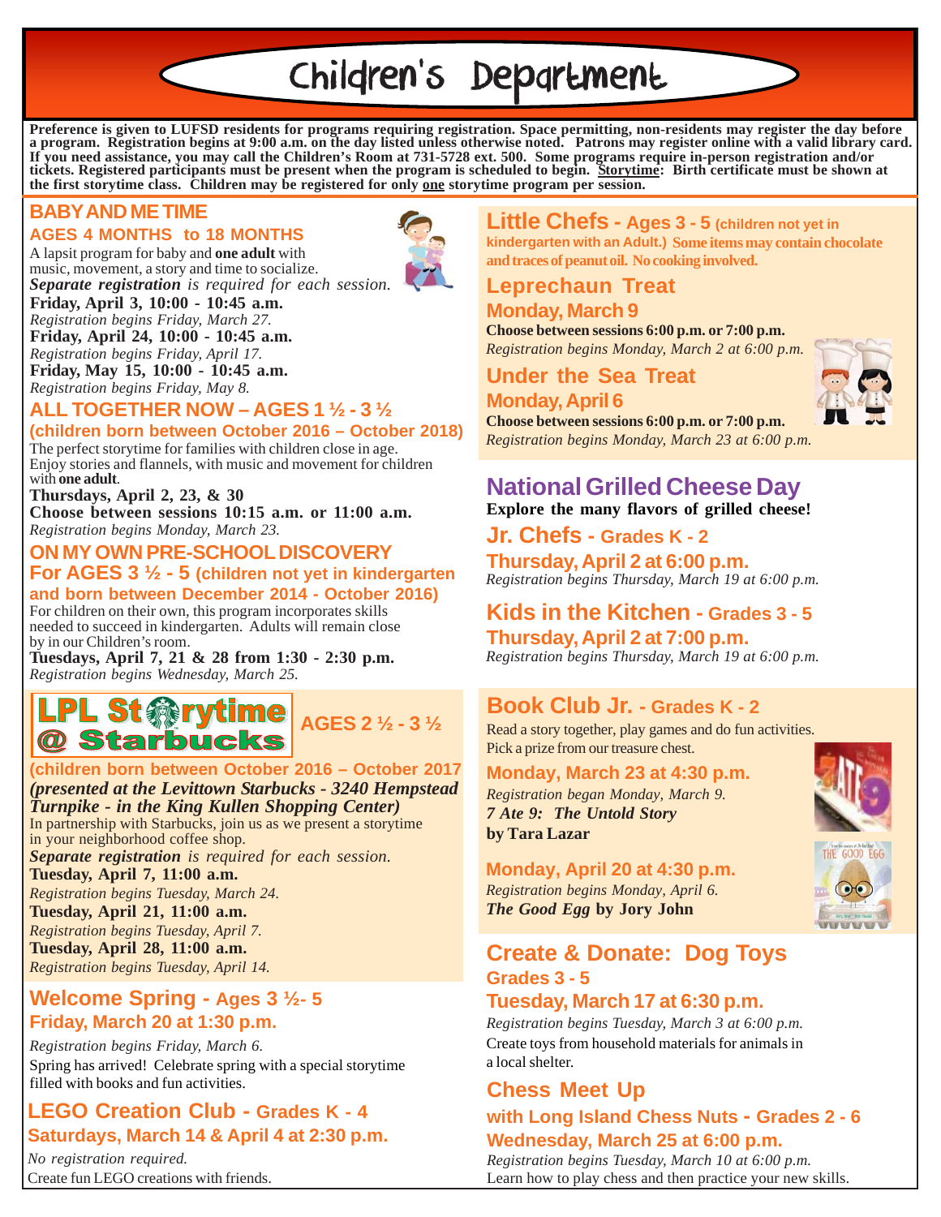# Children's Department

**Preference is given to LUFSD residents for programs requiring registration. Space permitting, non-residents may register the day before a program. Registration begins at 9:00 a.m. on the day listed unless otherwise noted. Patrons may register online with a valid library card. If you need assistance, you may call the Children's Room at 731-5728 ext. 500. Some programs require in-person registration and/or tickets. Registered participants must be present when the program is scheduled to begin. Storytime: Birth certificate must be shown at the first storytime class. Children may be registered for only one storytime program per session.**

## BABY AND ME TIME

### AGES 4 MONTHS to 18 MONTHS

A lapsit program for baby and **one adult** with music, movement, a story and time to socialize.
***Separate registration*** *is required for each session.*

**Friday, April 3, 10:00 - 10:45 a.m.**
*Registration begins Friday, March 27.*
**Friday, April 24, 10:00 - 10:45 a.m.**
*Registration begins Friday, April 17.*
**Friday, May 15, 10:00 - 10:45 a.m.**
*Registration begins Friday, May 8.*

## ALL TOGETHER NOW – AGES 1 ½ - 3 ½

### (children born between October 2016 – October 2018)

The perfect storytime for families with children close in age. Enjoy stories and flannels, with music and movement for children with **one adult**.

**Thursdays, April 2, 23, & 30**
**Choose between sessions 10:15 a.m. or 11:00 a.m.**
*Registration begins Monday, March 23.*

## ON MY OWN PRE-SCHOOL DISCOVERY

### For AGES 3 ½ - 5 (children not yet in kindergarten and born between December 2014 - October 2016)

For children on their own, this program incorporates skills needed to succeed in kindergarten. Adults will remain close by in our Children's room.

**Tuesdays, April 7, 21 & 28 from 1:30 - 2:30 p.m.**
*Registration begins Wednesday, March 25.*

## LPL Storytime @ Starbucks AGES 2 ½ - 3 ½

### (children born between October 2016 – October 2017

***(presented at the Levittown Starbucks - 3240 Hempstead Turnpike - in the King Kullen Shopping Center)***

In partnership with Starbucks, join us as we present a storytime in your neighborhood coffee shop.
***Separate registration*** *is required for each session.*

**Tuesday, April 7, 11:00 a.m.**
*Registration begins Tuesday, March 24.*
**Tuesday, April 21, 11:00 a.m.**
*Registration begins Tuesday, April 7.*
**Tuesday, April 28, 11:00 a.m.**
*Registration begins Tuesday, April 14.*

## Welcome Spring - Ages 3 ½- 5

### Friday, March 20 at 1:30 p.m.

*Registration begins Friday, March 6.*
Spring has arrived! Celebrate spring with a special storytime filled with books and fun activities.

## LEGO Creation Club - Grades K - 4

### Saturdays, March 14 & April 4 at 2:30 p.m.

*No registration required.*
Create fun LEGO creations with friends.

## Little Chefs - Ages 3 - 5 (children not yet in kindergarten with an Adult.)

**Some items may contain chocolate and traces of peanut oil. No cooking involved.**

### Leprechaun Treat

**Monday, March 9**
**Choose between sessions 6:00 p.m. or 7:00 p.m.**
*Registration begins Monday, March 2 at 6:00 p.m.*

### Under the Sea Treat

**Monday, April 6**
**Choose between sessions 6:00 p.m. or 7:00 p.m.**
*Registration begins Monday, March 23 at 6:00 p.m.*

## National Grilled Cheese Day

**Explore the many flavors of grilled cheese!**

### Jr. Chefs - Grades K - 2

**Thursday, April 2 at 6:00 p.m.**
*Registration begins Thursday, March 19 at 6:00 p.m.*

### Kids in the Kitchen - Grades 3 - 5

**Thursday, April 2 at 7:00 p.m.**
*Registration begins Thursday, March 19 at 6:00 p.m.*

## Book Club Jr. - Grades K - 2

Read a story together, play games and do fun activities. Pick a prize from our treasure chest.

**Monday, March 23 at 4:30 p.m.**
*Registration began Monday, March 9.*
***7 Ate 9: The Untold Story*** **by Tara Lazar**

**Monday, April 20 at 4:30 p.m.**
*Registration begins Monday, April 6.*
***The Good Egg*** **by Jory John**

## Create & Donate: Dog Toys

### Grades 3 - 5

**Tuesday, March 17 at 6:30 p.m.**
*Registration begins Tuesday, March 3 at 6:00 p.m.*
Create toys from household materials for animals in a local shelter.

## Chess Meet Up

### with Long Island Chess Nuts - Grades 2 - 6

**Wednesday, March 25 at 6:00 p.m.**
*Registration begins Tuesday, March 10 at 6:00 p.m.*
Learn how to play chess and then practice your new skills.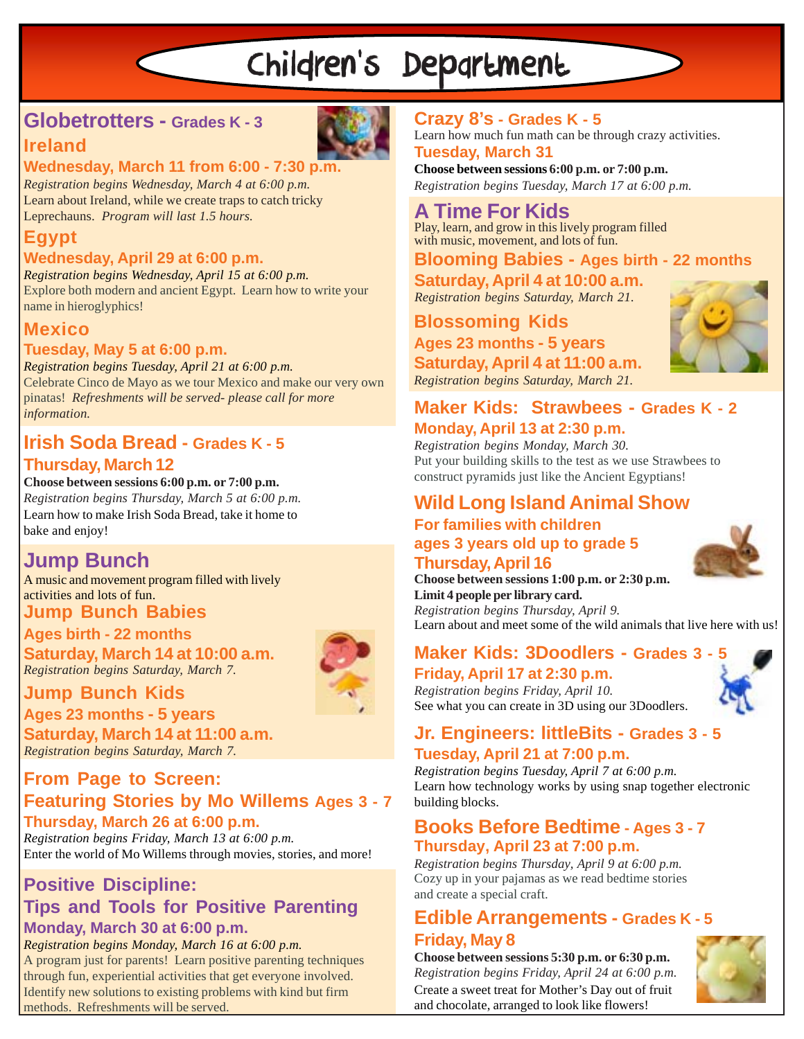# Children's Department

## Globetrotters - Grades K - 3

### Ireland

**Wednesday, March 11 from 6:00 - 7:30 p.m.**

*Registration begins Wednesday, March 4 at 6:00 p.m.*
Learn about Ireland, while we create traps to catch tricky Leprechauns. *Program will last 1.5 hours.*

### Egypt

**Wednesday, April 29 at 6:00 p.m.**

*Registration begins Wednesday, April 15 at 6:00 p.m.*
Explore both modern and ancient Egypt. Learn how to write your name in hieroglyphics!

### Mexico

**Tuesday, May 5 at 6:00 p.m.**

*Registration begins Tuesday, April 21 at 6:00 p.m.*
Celebrate Cinco de Mayo as we tour Mexico and make our very own pinatas! *Refreshments will be served- please call for more information.*

## Irish Soda Bread - Grades K - 5

**Thursday, March 12**

**Choose between sessions 6:00 p.m. or 7:00 p.m.**
*Registration begins Thursday, March 5 at 6:00 p.m.*
Learn how to make Irish Soda Bread, take it home to bake and enjoy!

## Jump Bunch

A music and movement program filled with lively activities and lots of fun.

### Jump Bunch Babies

**Ages birth - 22 months**
**Saturday, March 14 at 10:00 a.m.**
*Registration begins Saturday, March 7.*

### Jump Bunch Kids

**Ages 23 months - 5 years**
**Saturday, March 14 at 11:00 a.m.**
*Registration begins Saturday, March 7.*

## From Page to Screen: Featuring Stories by Mo Willems Ages 3 - 7

**Thursday, March 26 at 6:00 p.m.**

*Registration begins Friday, March 13 at 6:00 p.m.*
Enter the world of Mo Willems through movies, stories, and more!

## Positive Discipline: Tips and Tools for Positive Parenting

**Monday, March 30 at 6:00 p.m.**

*Registration begins Monday, March 16 at 6:00 p.m.*
A program just for parents! Learn positive parenting techniques through fun, experiential activities that get everyone involved. Identify new solutions to existing problems with kind but firm methods. Refreshments will be served.

## Crazy 8's - Grades K - 5

Learn how much fun math can be through crazy activities.

**Tuesday, March 31**

**Choose between sessions 6:00 p.m. or 7:00 p.m.**
*Registration begins Tuesday, March 17 at 6:00 p.m.*

## A Time For Kids

Play, learn, and grow in this lively program filled with music, movement, and lots of fun.

### Blooming Babies - Ages birth - 22 months

**Saturday, April 4 at 10:00 a.m.**
*Registration begins Saturday, March 21.*

### Blossoming Kids

**Ages 23 months - 5 years**
**Saturday, April 4 at 11:00 a.m.**
*Registration begins Saturday, March 21.*

## Maker Kids: Strawbees - Grades K - 2

**Monday, April 13 at 2:30 p.m.**

*Registration begins Monday, March 30.*
Put your building skills to the test as we use Strawbees to construct pyramids just like the Ancient Egyptians!

## Wild Long Island Animal Show

**For families with children ages 3 years old up to grade 5**

**Thursday, April 16**

**Choose between sessions 1:00 p.m. or 2:30 p.m.**
**Limit 4 people per library card.**
*Registration begins Thursday, April 9.*
Learn about and meet some of the wild animals that live here with us!

## Maker Kids: 3Doodlers - Grades 3 - 5

**Friday, April 17 at 2:30 p.m.**

*Registration begins Friday, April 10.*
See what you can create in 3D using our 3Doodlers.

## Jr. Engineers: littleBits - Grades 3 - 5

**Tuesday, April 21 at 7:00 p.m.**

*Registration begins Tuesday, April 7 at 6:00 p.m.*
Learn how technology works by using snap together electronic building blocks.

## Books Before Bedtime - Ages 3 - 7

**Thursday, April 23 at 7:00 p.m.**

*Registration begins Thursday, April 9 at 6:00 p.m.*
Cozy up in your pajamas as we read bedtime stories and create a special craft.

## Edible Arrangements - Grades K - 5

**Friday, May 8**

**Choose between sessions 5:30 p.m. or 6:30 p.m.**
*Registration begins Friday, April 24 at 6:00 p.m.*
Create a sweet treat for Mother's Day out of fruit and chocolate, arranged to look like flowers!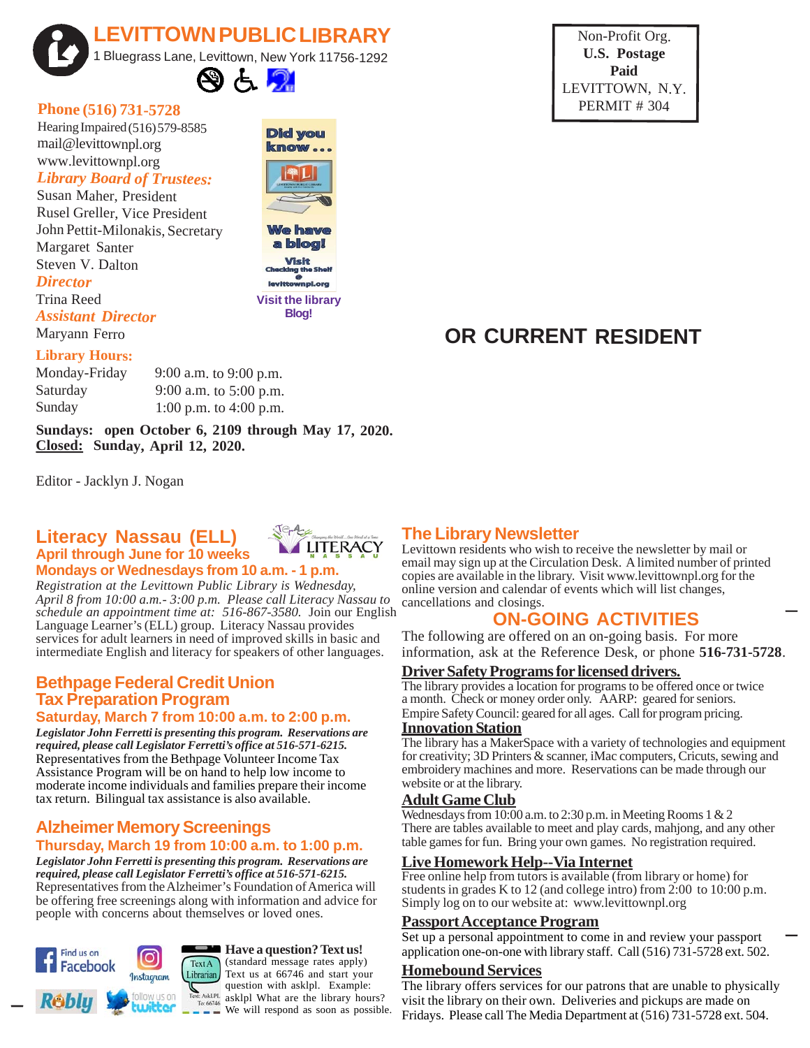# LEVITTOWN PUBLIC LIBRARY

1 Bluegrass Lane, Levittown, New York 11756-1292

Non-Profit Org.
**U.S. Postage Paid**
LEVITTOWN, N.Y.
PERMIT # 304

**Phone (516) 731-5728**
Hearing Impaired (516) 579-8585
mail@levittownpl.org
www.levittownpl.org

***Library Board of Trustees:***
Susan Maher, President
Rusel Greller, Vice President
John Pettit-Milonakis, Secretary
Margaret Santer
Steven V. Dalton

***Director***
Trina Reed

***Assistant Director***
Maryann Ferro

Did you know... We have a blog! Visit Checking the Shelf @ levittownpl.org

**Visit the library Blog!**

**OR CURRENT RESIDENT**

**Library Hours:**

| | |
|---|---|
| Monday-Friday | 9:00 a.m. to 9:00 p.m. |
| Saturday | 9:00 a.m. to 5:00 p.m. |
| Sunday | 1:00 p.m. to 4:00 p.m. |

**Sundays: open October 6, 2109 through May 17, 2020.**
**<u>Closed:</u> Sunday, April 12, 2020.**

Editor - Jacklyn J. Nogan

## Literacy Nassau (ELL)

### April through June for 10 weeks
### Mondays or Wednesdays from 10 a.m. - 1 p.m.

*Registration at the Levittown Public Library is Wednesday, April 8 from 10:00 a.m.- 3:00 p.m. Please call Literacy Nassau to schedule an appointment time at: 516-867-3580.* Join our English Language Learner's (ELL) group. Literacy Nassau provides services for adult learners in need of improved skills in basic and intermediate English and literacy for speakers of other languages.

## Bethpage Federal Credit Union Tax Preparation Program

### Saturday, March 7 from 10:00 a.m. to 2:00 p.m.

***Legislator John Ferretti is presenting this program. Reservations are required, please call Legislator Ferretti's office at 516-571-6215.*** Representatives from the Bethpage Volunteer Income Tax Assistance Program will be on hand to help low income to moderate income individuals and families prepare their income tax return. Bilingual tax assistance is also available.

## Alzheimer Memory Screenings

### Thursday, March 19 from 10:00 a.m. to 1:00 p.m.

***Legislator John Ferretti is presenting this program. Reservations are required, please call Legislator Ferretti's office at 516-571-6215.*** Representatives from the Alzheimer's Foundation of America will be offering free screenings along with information and advice for people with concerns about themselves or loved ones.

Find us on Facebook · Instagram · Robly · follow us on twitter

**Have a question? Text us!** (standard message rates apply) Text us at 66746 and start your question with asklpl. Example: asklpl What are the library hours? We will respond as soon as possible.

## The Library Newsletter

Levittown residents who wish to receive the newsletter by mail or email may sign up at the Circulation Desk. A limited number of printed copies are available in the library. Visit www.levittownpl.org for the online version and calendar of events which will list changes, cancellations and closings.

## ON-GOING ACTIVITIES

The following are offered on an on-going basis. For more information, ask at the Reference Desk, or phone **516-731-5728**.

**<u>Driver Safety Programs for licensed drivers.</u>**
The library provides a location for programs to be offered once or twice a month. Check or money order only. AARP: geared for seniors. Empire Safety Council: geared for all ages. Call for program pricing.

**<u>Innovation Station</u>**
The library has a MakerSpace with a variety of technologies and equipment for creativity; 3D Printers & scanner, iMac computers, Cricuts, sewing and embroidery machines and more. Reservations can be made through our website or at the library.

**<u>Adult Game Club</u>**
Wednesdays from 10:00 a.m. to 2:30 p.m. in Meeting Rooms 1 & 2
There are tables available to meet and play cards, mahjong, and any other table games for fun. Bring your own games. No registration required.

**<u>Live Homework Help--Via Internet</u>**
Free online help from tutors is available (from library or home) for students in grades K to 12 (and college intro) from 2:00 to 10:00 p.m. Simply log on to our website at: www.levittownpl.org

**<u>Passport Acceptance Program</u>**
Set up a personal appointment to come in and review your passport application one-on-one with library staff. Call (516) 731-5728 ext. 502.

**<u>Homebound Services</u>**
The library offers services for our patrons that are unable to physically visit the library on their own. Deliveries and pickups are made on Fridays. Please call The Media Department at (516) 731-5728 ext. 504.